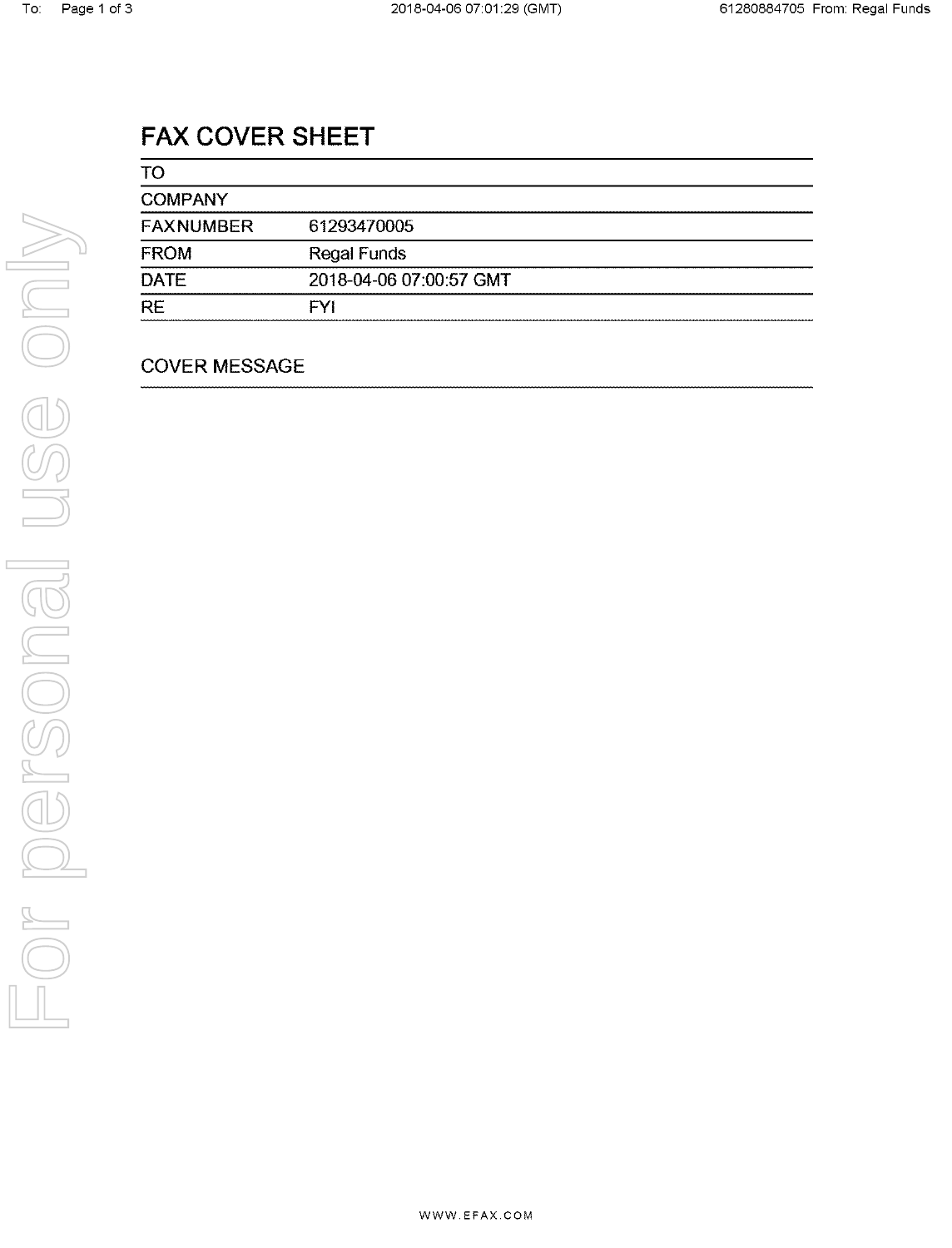# FAX COVER SHEET

| | |
|---|---|
| TO | |
| COMPANY | |
| FAXNUMBER | 61293470005 |
| FROM | Regal Funds |
| DATE | 2018-04-06 07:00:57 GMT |
| RE | FYI |

COVER MESSAGE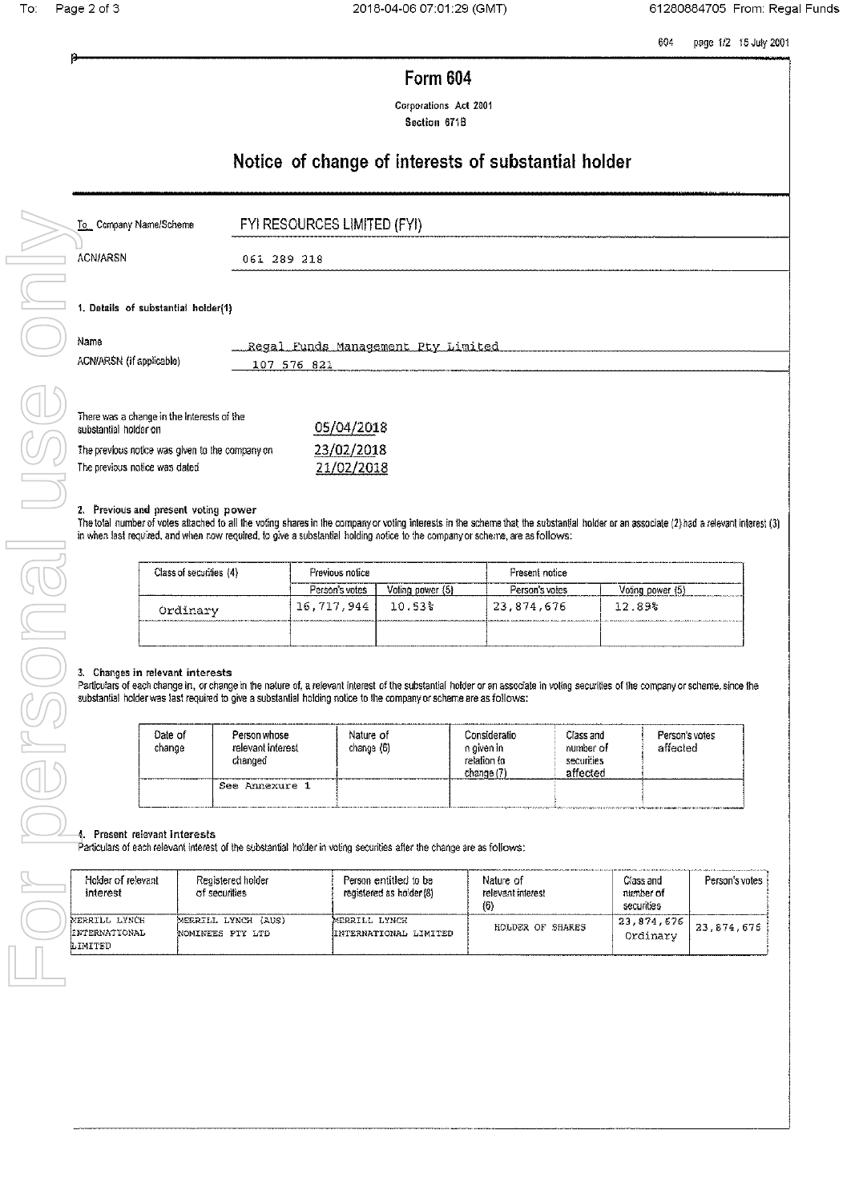604 page 1/2 15 July 2001

# Form 604

Corporations Act 2001
Section 671B

## Notice of change of interests of substantial holder

| | |
|---|---|
| To Company Name/Scheme | FYI RESOURCES LIMITED (FYI) |
| ACN/ARSN | 061 289 218 |

### 1. Details of substantial holder(1)

| | |
|---|---|
| Name | Regal Funds Management Pty Limited |
| ACN/ARSN (if applicable) | 107 576 821 |

| | |
|---|---|
| There was a change in the interests of the substantial holder on | 05/04/2018 |
| The previous notice was given to the company on | 23/02/2018 |
| The previous notice was dated | 21/02/2018 |

### 2. Previous and present voting power

The total number of votes attached to all the voting shares in the company or voting interests in the scheme that the substantial holder or an associate (2) had a relevant interest (3) in when last required, and when now required, to give a substantial holding notice to the company or scheme, are as follows:

| Class of securities (4) | Previous notice | | Present notice | |
|---|---|---|---|---|
| | Person's votes | Voting power (5) | Person's votes | Voting power (5) |
| Ordinary | 16,717,944 | 10.53% | 23,874,676 | 12.89% |
| | | | | |

### 3. Changes in relevant interests

Particulars of each change in, or change in the nature of, a relevant interest of the substantial holder or an associate in voting securities of the company or scheme, since the substantial holder was last required to give a substantial holding notice to the company or scheme are as follows:

| Date of change | Person whose relevant interest changed | Nature of change (6) | Consideration given in relation to change (7) | Class and number of securities affected | Person's votes affected |
|---|---|---|---|---|---|
| | See Annexure 1 | | | | |

### 4. Present relevant interests

Particulars of each relevant interest of the substantial holder in voting securities after the change are as follows:

| Holder of relevant interest | Registered holder of securities | Person entitled to be registered as holder (8) | Nature of relevant interest (6) | Class and number of securities | Person's votes |
|---|---|---|---|---|---|
| MERRILL LYNCH INTERNATIONAL LIMITED | MERRILL LYNCH (AUS) NOMINEES PTY LTD | MERRILL LYNCH INTERNATIONAL LIMITED | HOLDER OF SHARES | 23,874,676 Ordinary | 23,874,676 |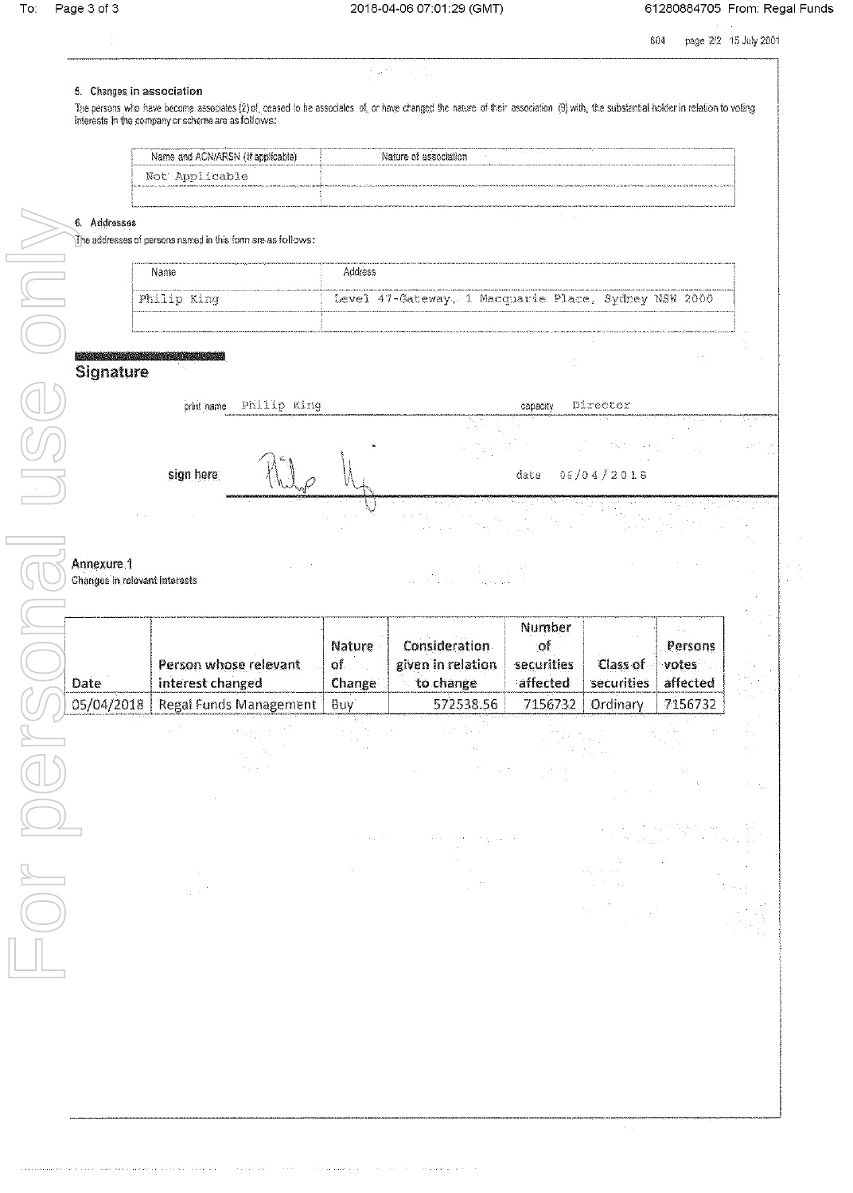### 5. Changes in association

The persons who have become associates (2) of, ceased to be associates of, or have changed the nature of their association (9) with, the substantial holder in relation to voting interests in the company or scheme are as follows:

| Name and ACN/ARSN (if applicable) | Nature of association |
|---|---|
| Not Applicable | |
| | |

### 6. Addresses

The addresses of persons named in this form are as follows:

| Name | Address |
|---|---|
| Philip King | Level 47-Gateway, 1 Macquarie Place, Sydney NSW 2000 |
| | |

## Signature

print name Philip King capacity Director

sign here date 06/04/2018

### Annexure 1

Changes in relevant interests

| Date | Person whose relevant interest changed | Nature of Change | Consideration given in relation to change | Number of securities affected | Class of securities | Persons votes affected |
|---|---|---|---|---|---|---|
| 05/04/2018 | Regal Funds Management | Buy | 572538.56 | 7156732 | Ordinary | 7156732 |